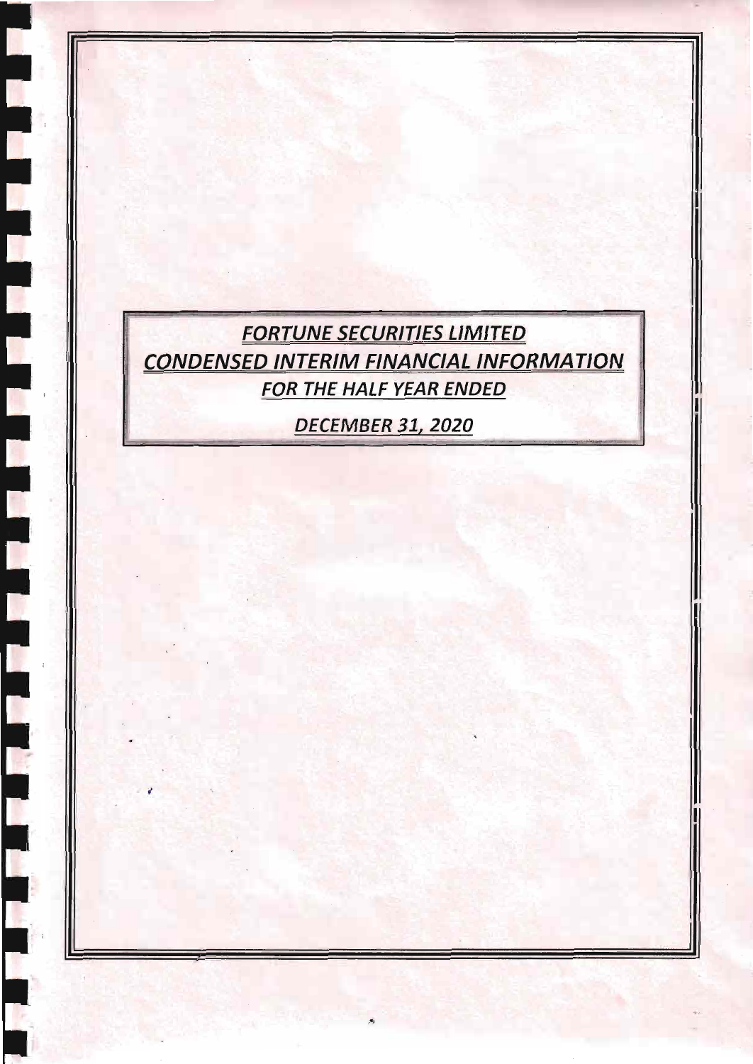# FORTUNE SECURITIES LIMITED

## CONDENSED INTERIM FINANCIAL INFORMATION

### FOR THE HALF YEAR ENDED

### DECEMBER 31, 2020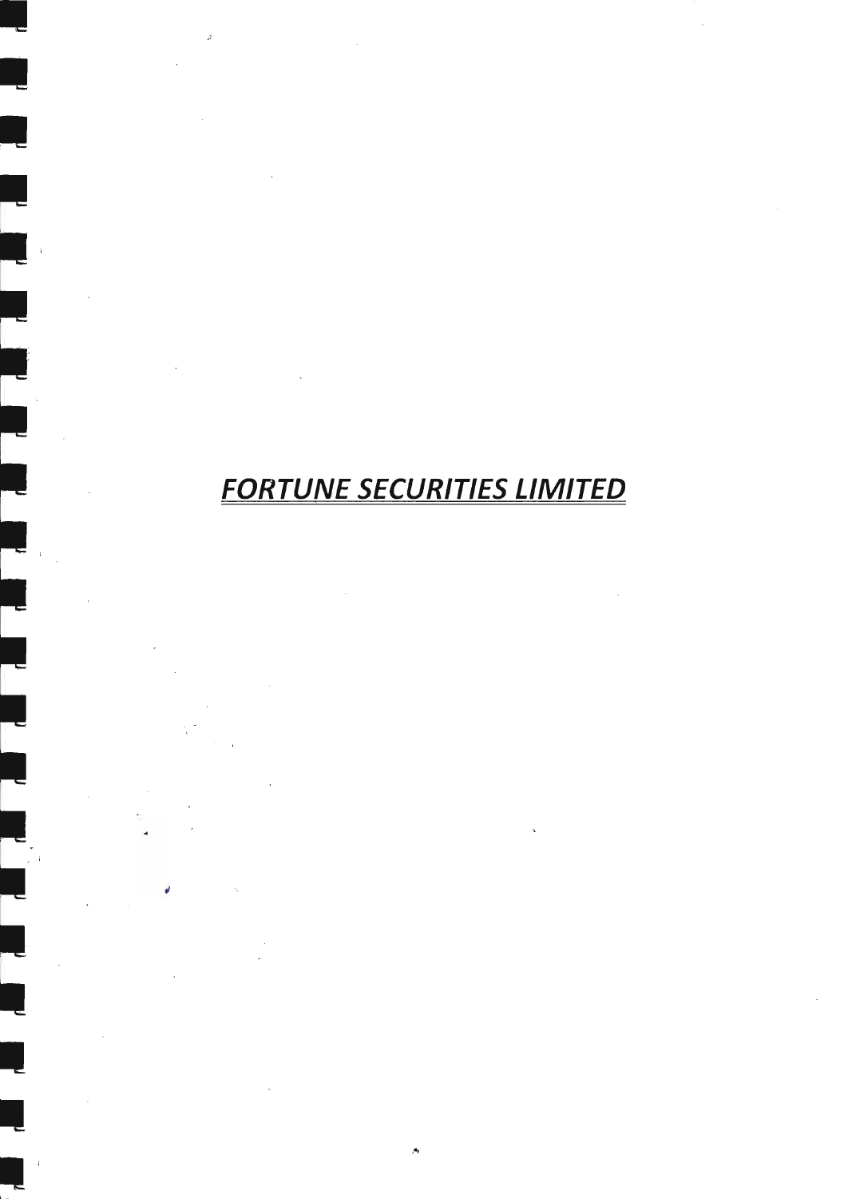# ***FORTUNE SECURITIES LIMITED***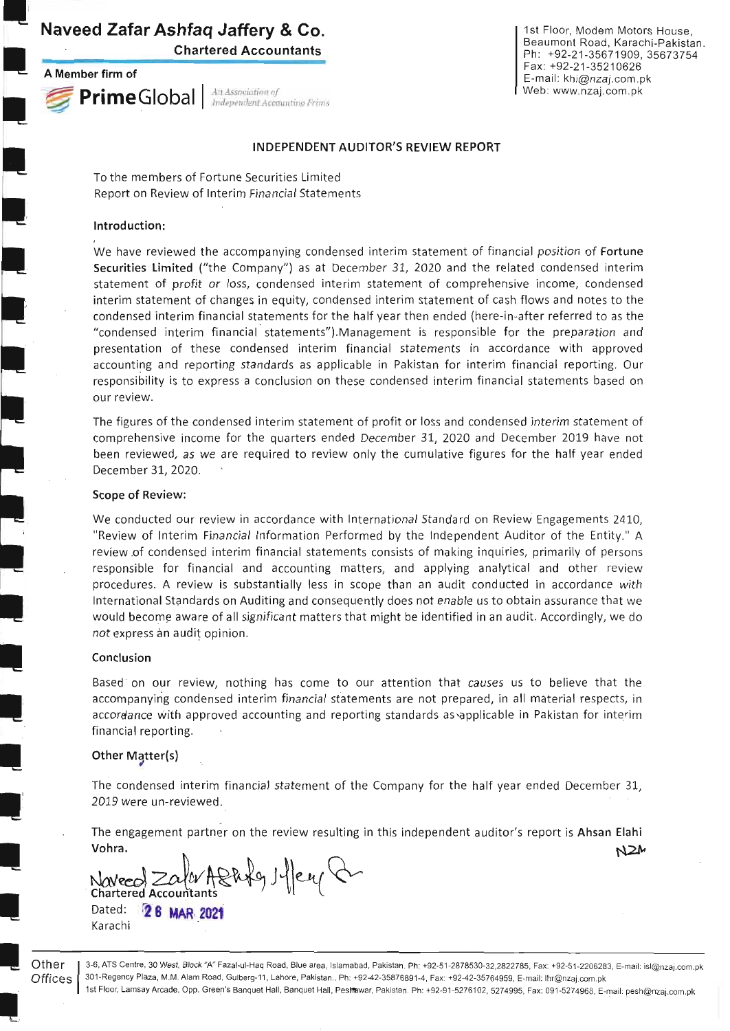# Naveed Zafar Ashfaq Jaffery & Co.

**Chartered Accountants**

**A Member firm of**

**PrimeGlobal** | An Association of Independent Accounting Firms

1st Floor, Modem Motors House,
Beaumont Road, Karachi-Pakistan.
Ph: +92-21-35671909, 35673754
Fax: +92-21-35210626
E-mail: khi@nzaj.com.pk
Web: www.nzaj.com.pk

## INDEPENDENT AUDITOR'S REVIEW REPORT

To the members of Fortune Securities Limited
Report on Review of Interim Financial Statements

### Introduction:

We have reviewed the accompanying condensed interim statement of financial position of **Fortune Securities Limited** ("the Company") as at December 31, 2020 and the related condensed interim statement of profit or loss, condensed interim statement of comprehensive income, condensed interim statement of changes in equity, condensed interim statement of cash flows and notes to the condensed interim financial statements for the half year then ended (here-in-after referred to as the "condensed interim financial statements").Management is responsible for the preparation and presentation of these condensed interim financial statements in accordance with approved accounting and reporting standards as applicable in Pakistan for interim financial reporting. Our responsibility is to express a conclusion on these condensed interim financial statements based on our review.

The figures of the condensed interim statement of profit or loss and condensed interim statement of comprehensive income for the quarters ended December 31, 2020 and December 2019 have not been reviewed, as we are required to review only the cumulative figures for the half year ended December 31, 2020.

### Scope of Review:

We conducted our review in accordance with International Standard on Review Engagements 2410, "Review of Interim Financial Information Performed by the Independent Auditor of the Entity." A review of condensed interim financial statements consists of making inquiries, primarily of persons responsible for financial and accounting matters, and applying analytical and other review procedures. A review is substantially less in scope than an audit conducted in accordance with International Standards on Auditing and consequently does not enable us to obtain assurance that we would become aware of all significant matters that might be identified in an audit. Accordingly, we do not express an audit opinion.

### Conclusion

Based on our review, nothing has come to our attention that causes us to believe that the accompanying condensed interim financial statements are not prepared, in all material respects, in accordance with approved accounting and reporting standards as applicable in Pakistan for interim financial reporting.

### Other Matter(s)

The condensed interim financial statement of the Company for the half year ended December 31, 2019 were un-reviewed.

The engagement partner on the review resulting in this independent auditor's report is **Ahsan Elahi Vohra.**

Naveed Zafar Ashfaq Jaffery & Co.
Chartered Accountants

Dated: 26 MAR 2021
Karachi

Other Offices
3-6, ATS Centre, 30 West, Block "A" Fazal-ul-Haq Road, Blue area, Islamabad, Pakistan. Ph: +92-51-2878530-32,2822785, Fax: +92-51-2206283, E-mail: isl@nzaj.com.pk
301-Regency Plaza, M.M. Alam Road, Gulberg-11, Lahore, Pakistan.. Ph: +92-42-35876891-4, Fax: +92-42-35764959, E-mail: lhr@nzaj.com.pk
1st Floor, Lamsay Arcade, Opp. Green's Banquet Hall, Banquet Hall, Peshawar, Pakistan. Ph: +92-91-5276102, 5274995, Fax: 091-5274968, E-mail: pesh@nzaj.com.pk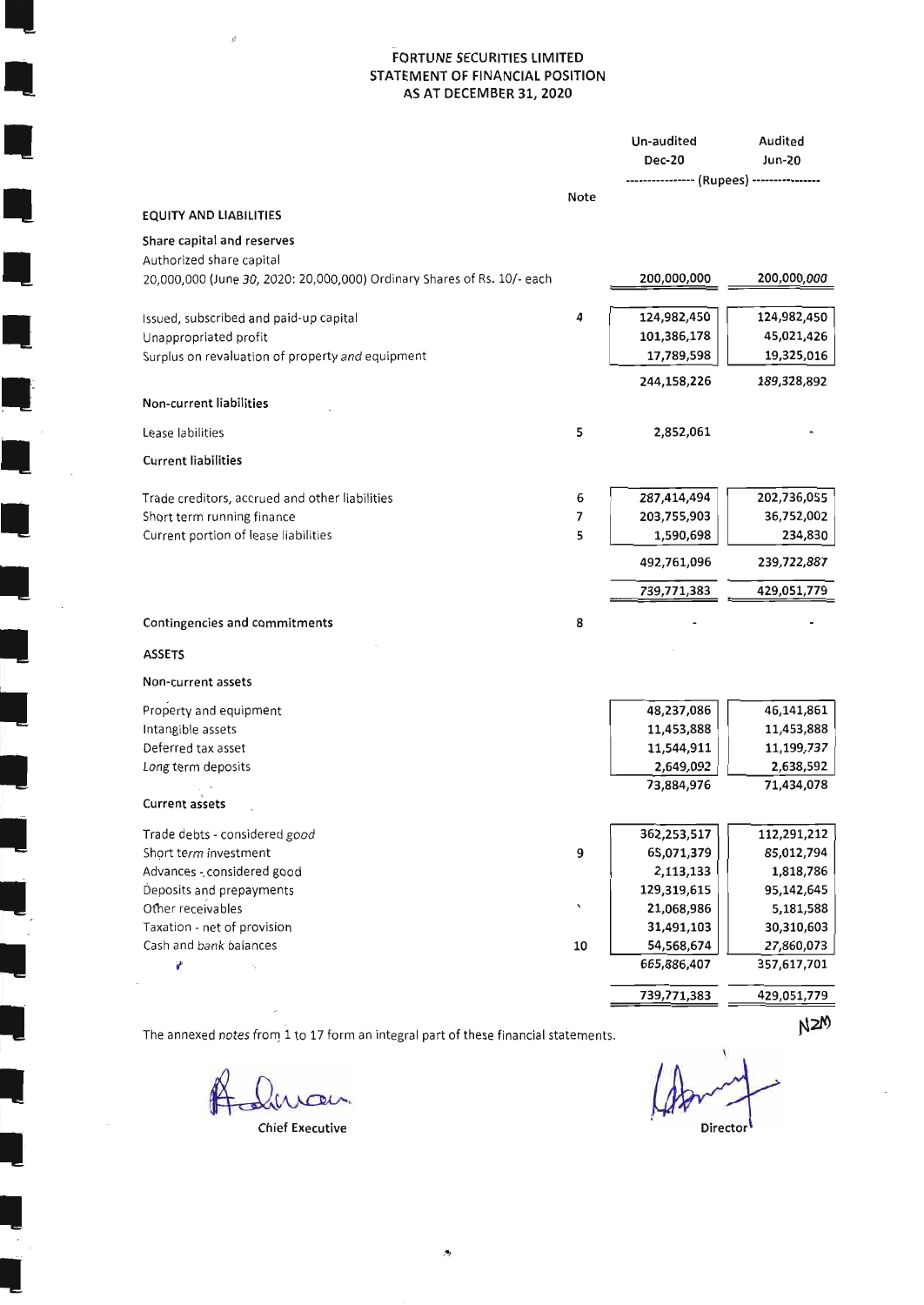# FORTUNE SECURITIES LIMITED
## STATEMENT OF FINANCIAL POSITION
### AS AT DECEMBER 31, 2020

| | Note | Un-audited Dec-20 | Audited Jun-20 |
|---|---|---|---|
| | | (Rupees) | |
| **EQUITY AND LIABILITIES** | | | |
| **Share capital and reserves** | | | |
| Authorized share capital | | | |
| 20,000,000 (June 30, 2020: 20,000,000) Ordinary Shares of Rs. 10/- each | | 200,000,000 | 200,000,000 |
| Issued, subscribed and paid-up capital | 4 | 124,982,450 | 124,982,450 |
| Unappropriated profit | | 101,386,178 | 45,021,426 |
| Surplus on revaluation of property and equipment | | 17,789,598 | 19,325,016 |
| | | 244,158,226 | 189,328,892 |
| **Non-current liabilities** | | | |
| Lease labilities | 5 | 2,852,061 | - |
| **Current liabilities** | | | |
| Trade creditors, accrued and other liabilities | 6 | 287,414,494 | 202,736,055 |
| Short term running finance | 7 | 203,755,903 | 36,752,002 |
| Current portion of lease liabilities | 5 | 1,590,698 | 234,830 |
| | | 492,761,096 | 239,722,887 |
| | | 739,771,383 | 429,051,779 |
| **Contingencies and commitments** | 8 | - | - |
| **ASSETS** | | | |
| **Non-current assets** | | | |
| Property and equipment | | 48,237,086 | 46,141,861 |
| Intangible assets | | 11,453,888 | 11,453,888 |
| Deferred tax asset | | 11,544,911 | 11,199,737 |
| Long term deposits | | 2,649,092 | 2,638,592 |
| | | 73,884,976 | 71,434,078 |
| **Current assets** | | | |
| Trade debts - considered good | | 362,253,517 | 112,291,212 |
| Short term investment | 9 | 65,071,379 | 85,012,794 |
| Advances - considered good | | 2,113,133 | 1,818,786 |
| Deposits and prepayments | | 129,319,615 | 95,142,645 |
| Other receivables | | 21,068,986 | 5,181,588 |
| Taxation - net of provision | | 31,491,103 | 30,310,603 |
| Cash and bank balances | 10 | 54,568,674 | 27,860,073 |
| | | 665,886,407 | 357,617,701 |
| | | 739,771,383 | 429,051,779 |

The annexed notes from 1 to 17 form an integral part of these financial statements.

Chief Executive

Director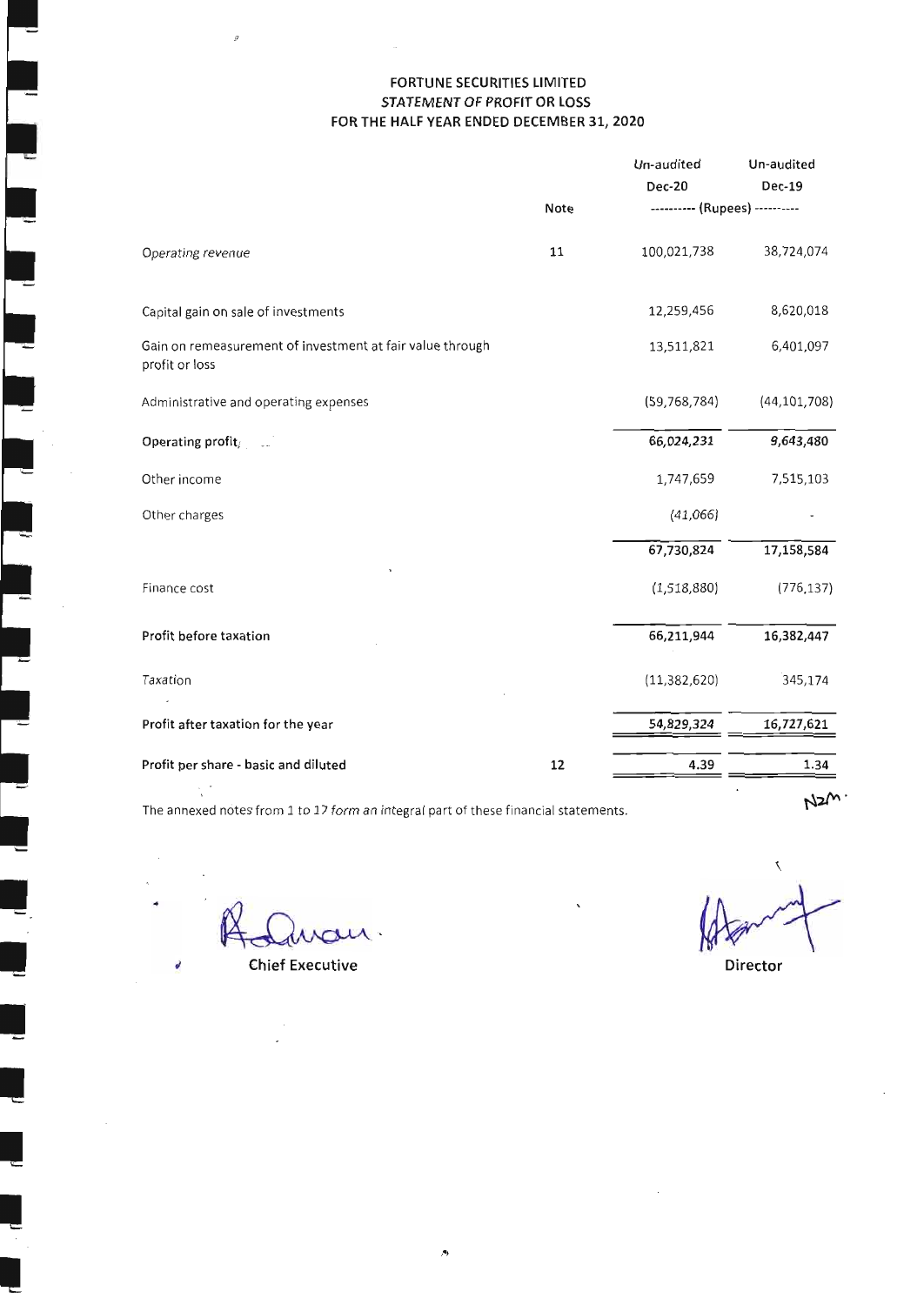# FORTUNE SECURITIES LIMITED
## STATEMENT OF PROFIT OR LOSS
## FOR THE HALF YEAR ENDED DECEMBER 31, 2020

| | Note | Un-audited Dec-20 | Un-audited Dec-19 |
|---|---|---|---|
| | | ---------- (Rupees) ---------- | |
| Operating revenue | 11 | 100,021,738 | 38,724,074 |
| Capital gain on sale of investments | | 12,259,456 | 8,620,018 |
| Gain on remeasurement of investment at fair value through profit or loss | | 13,511,821 | 6,401,097 |
| Administrative and operating expenses | | (59,768,784) | (44,101,708) |
| **Operating profit** | | **66,024,231** | **9,643,480** |
| Other income | | 1,747,659 | 7,515,103 |
| Other charges | | (41,066) | - |
| | | **67,730,824** | **17,158,584** |
| Finance cost | | (1,518,880) | (776,137) |
| **Profit before taxation** | | **66,211,944** | **16,382,447** |
| Taxation | | (11,382,620) | 345,174 |
| **Profit after taxation for the year** | | **54,829,324** | **16,727,621** |
| **Profit per share - basic and diluted** | 12 | **4.39** | **1.34** |

The annexed notes from 1 to 17 form an integral part of these financial statements.

Chief Executive

Director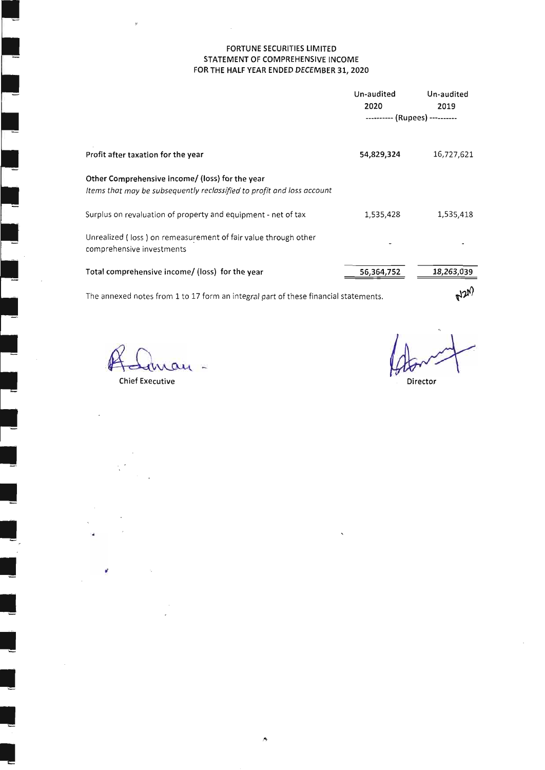# FORTUNE SECURITIES LIMITED
## STATEMENT OF COMPREHENSIVE INCOME
## FOR THE HALF YEAR ENDED DECEMBER 31, 2020

| | Un-audited 2020 | Un-audited 2019 |
|---|---|---|
| | ---------- (Rupees) ---------- | |
| **Profit after taxation for the year** | **54,829,324** | 16,727,621 |
| **Other Comprehensive income/ (loss) for the year** | | |
| *Items that may be subsequently reclassified to profit and loss account* | | |
| Surplus on revaluation of property and equipment - net of tax | 1,535,428 | 1,535,418 |
| Unrealized ( loss ) on remeasurement of fair value through other comprehensive investments | - | - |
| **Total comprehensive income/ (loss) for the year** | 56,364,752 | *18,263,039* |

The annexed notes from 1 to 17 form an integral part of these financial statements.

Chief Executive

Director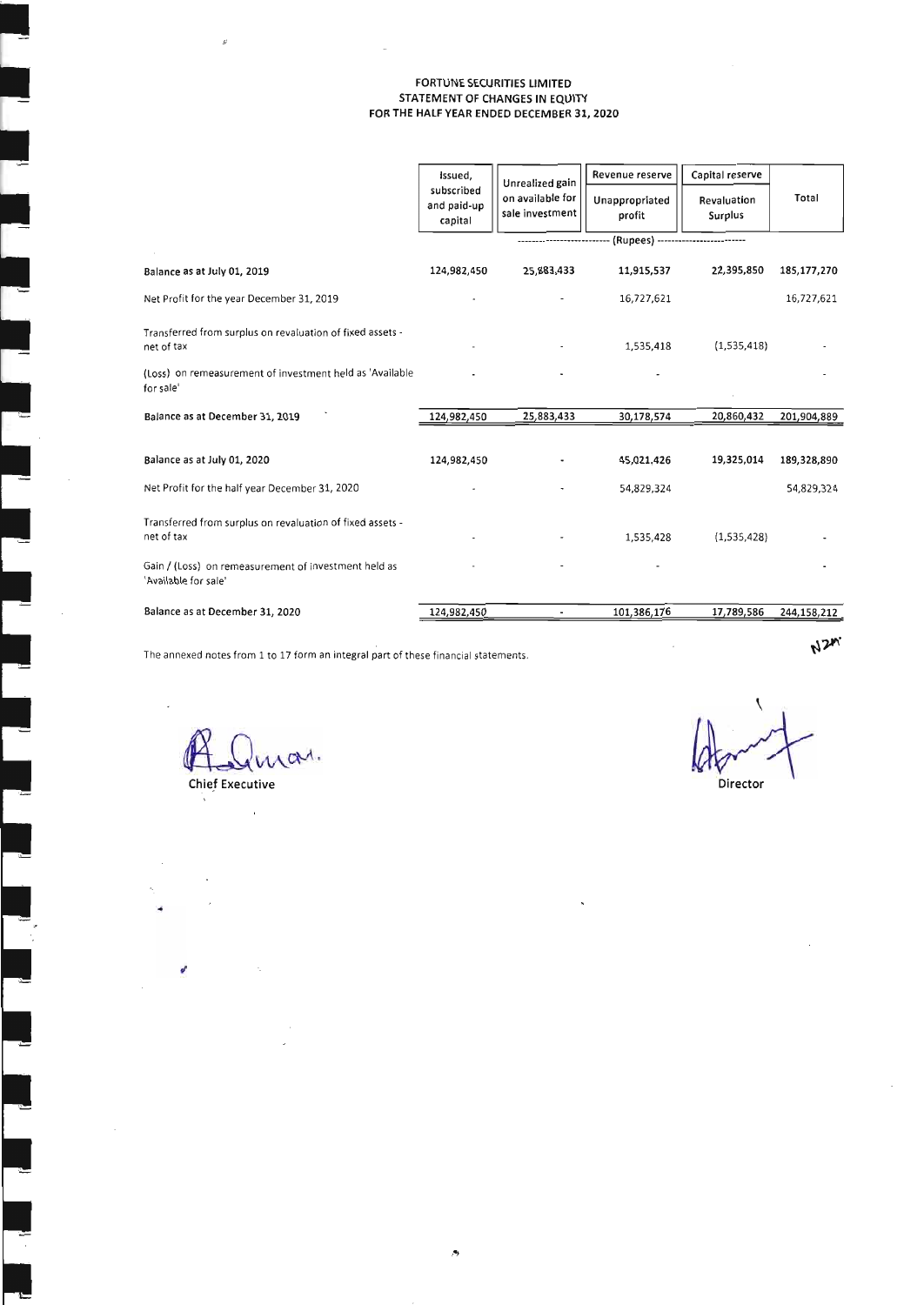# FORTUNE SECURITIES LIMITED
## STATEMENT OF CHANGES IN EQUITY
## FOR THE HALF YEAR ENDED DECEMBER 31, 2020

| | Issued, subscribed and paid-up capital | Unrealized gain on available for sale investment | Revenue reserve | Capital reserve | Total |
|---|---|---|---|---|---|
| | | | Unappropriated profit | Revaluation Surplus | |
| | (Rupees) | | | | |
| Balance as at July 01, 2019 | 124,982,450 | 25,883,433 | 11,915,537 | 22,395,850 | 185,177,270 |
| Net Profit for the year December 31, 2019 | - | - | 16,727,621 | | 16,727,621 |
| Transferred from surplus on revaluation of fixed assets - net of tax | - | - | 1,535,418 | (1,535,418) | - |
| (Loss) on remeasurement of investment held as 'Available for sale' | - | - | - | | - |
| Balance as at December 31, 2019 | 124,982,450 | 25,883,433 | 30,178,574 | 20,860,432 | 201,904,889 |
| Balance as at July 01, 2020 | 124,982,450 | - | 45,021,426 | 19,325,014 | 189,328,890 |
| Net Profit for the half year December 31, 2020 | - | - | 54,829,324 | | 54,829,324 |
| Transferred from surplus on revaluation of fixed assets - net of tax | - | - | 1,535,428 | (1,535,428) | - |
| Gain / (Loss) on remeasurement of investment held as 'Available for sale' | - | - | - | | - |
| Balance as at December 31, 2020 | 124,982,450 | - | 101,386,176 | 17,789,586 | 244,158,212 |

The annexed notes from 1 to 17 form an integral part of these financial statements.

Chief Executive

Director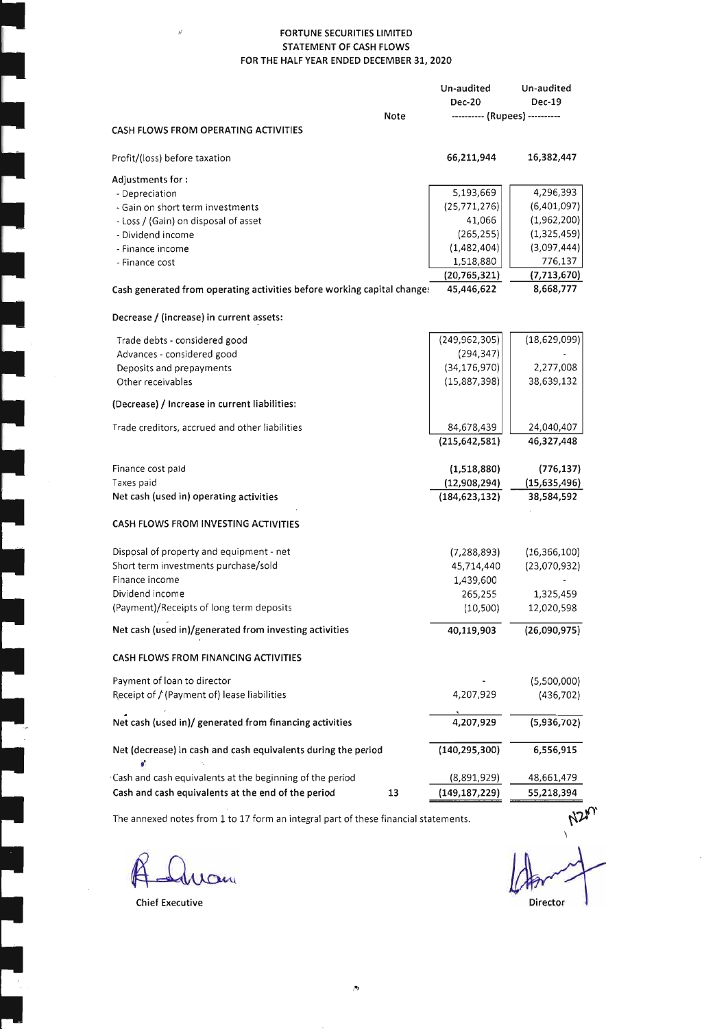# FORTUNE SECURITIES LIMITED
## STATEMENT OF CASH FLOWS
### FOR THE HALF YEAR ENDED DECEMBER 31, 2020

| | Note | Un-audited Dec-20 | Un-audited Dec-19 |
|---|---|---|---|
| | | ---------- (Rupees) ---------- | |
| **CASH FLOWS FROM OPERATING ACTIVITIES** | | | |
| Profit/(loss) before taxation | | **66,211,944** | **16,382,447** |
| **Adjustments for :** | | | |
| - Depreciation | | 5,193,669 | 4,296,393 |
| - Gain on short term investments | | (25,771,276) | (6,401,097) |
| - Loss / (Gain) on disposal of asset | | 41,066 | (1,962,200) |
| - Dividend income | | (265,255) | (1,325,459) |
| - Finance income | | (1,482,404) | (3,097,444) |
| - Finance cost | | 1,518,880 | 776,137 |
| | | **(20,765,321)** | **(7,713,670)** |
| Cash generated from operating activities before working capital changes | | **45,446,622** | **8,668,777** |
| **Decrease / (increase) in current assets:** | | | |
| Trade debts - considered good | | (249,962,305) | (18,629,099) |
| Advances - considered good | | (294,347) | - |
| Deposits and prepayments | | (34,176,970) | 2,277,008 |
| Other receivables | | (15,887,398) | 38,639,132 |
| **(Decrease) / Increase in current liabilities:** | | | |
| Trade creditors, accrued and other liabilities | | 84,678,439 | 24,040,407 |
| | | **(215,642,581)** | **46,327,448** |
| Finance cost paid | | **(1,518,880)** | **(776,137)** |
| Taxes paid | | **(12,908,294)** | **(15,635,496)** |
| **Net cash (used in) operating activities** | | **(184,623,132)** | **38,584,592** |
| **CASH FLOWS FROM INVESTING ACTIVITIES** | | | |
| Disposal of property and equipment - net | | (7,288,893) | (16,366,100) |
| Short term investments purchase/sold | | 45,714,440 | (23,070,932) |
| Finance income | | 1,439,600 | - |
| Dividend income | | 265,255 | 1,325,459 |
| (Payment)/Receipts of long term deposits | | (10,500) | 12,020,598 |
| **Net cash (used in)/generated from investing activities** | | **40,119,903** | **(26,090,975)** |
| **CASH FLOWS FROM FINANCING ACTIVITIES** | | | |
| Payment of loan to director | | - | (5,500,000) |
| Receipt of / (Payment of) lease liabilities | | 4,207,929 | (436,702) |
| **Net cash (used in)/ generated from financing activities** | | **4,207,929** | **(5,936,702)** |
| **Net (decrease) in cash and cash equivalents during the period** | | **(140,295,300)** | **6,556,915** |
| Cash and cash equivalents at the beginning of the period | | (8,891,929) | 48,661,479 |
| **Cash and cash equivalents at the end of the period** | 13 | **(149,187,229)** | **55,218,394** |

The annexed notes from 1 to 17 form an integral part of these financial statements.

Chief Executive

Director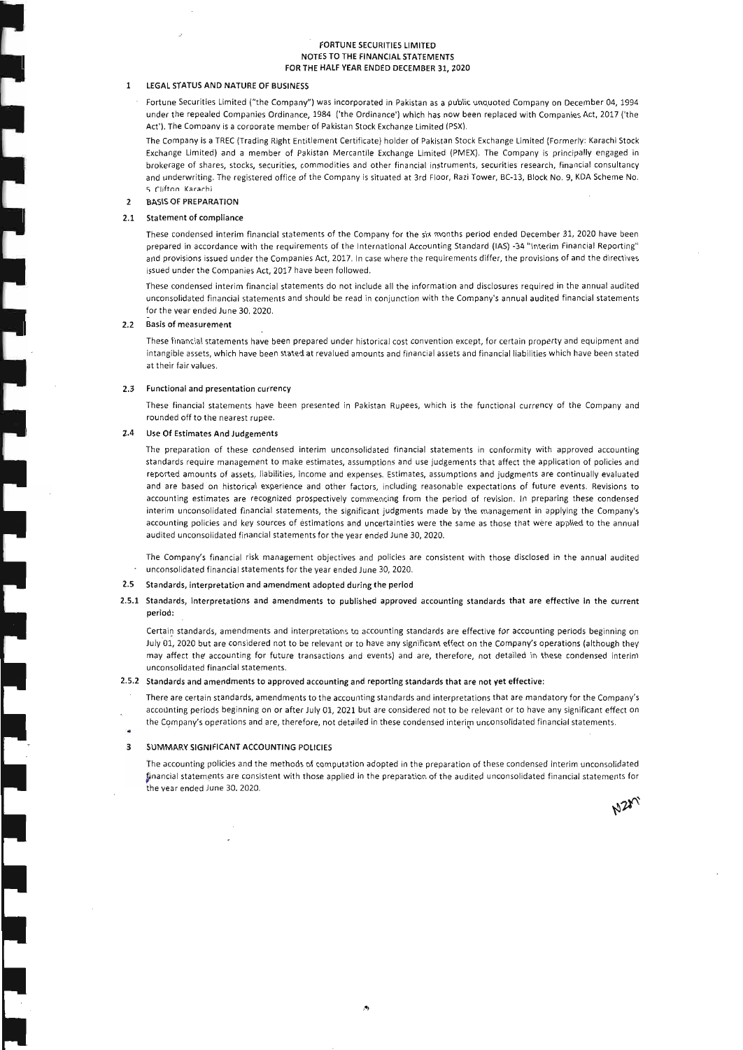# FORTUNE SECURITIES LIMITED
## NOTES TO THE FINANCIAL STATEMENTS
## FOR THE HALF YEAR ENDED DECEMBER 31, 2020

### 1 LEGAL STATUS AND NATURE OF BUSINESS

Fortune Securities Limited ("the Company") was incorporated in Pakistan as a public unquoted Company on December 04, 1994 under the repealed Companies Ordinance, 1984 ('the Ordinance') which has now been replaced with Companies Act, 2017 ('the Act'). The Company is a corporate member of Pakistan Stock Exchange Limited (PSX).

The Company is a TREC (Trading Right Entitlement Certificate) holder of Pakistan Stock Exchange Limited (Formerly: Karachi Stock Exchange Limited) and a member of Pakistan Mercantile Exchange Limited (PMEX). The Company is principally engaged in brokerage of shares, stocks, securities, commodities and other financial instruments, securities research, financial consultancy and underwriting. The registered office of the Company is situated at 3rd Floor, Razi Tower, BC-13, Block No. 9, KDA Scheme No. 5 Clifton Karachi

### 2 BASIS OF PREPARATION

#### 2.1 Statement of compliance

These condensed interim financial statements of the Company for the six months period ended December 31, 2020 have been prepared in accordance with the requirements of the International Accounting Standard (IAS) -34 "Interim Financial Reporting" and provisions issued under the Companies Act, 2017. In case where the requirements differ, the provisions of and the directives issued under the Companies Act, 2017 have been followed.

These condensed interim financial statements do not include all the information and disclosures required in the annual audited unconsolidated financial statements and should be read in conjunction with the Company's annual audited financial statements for the year ended June 30, 2020.

#### 2.2 Basis of measurement

These financial statements have been prepared under historical cost convention except, for certain property and equipment and intangible assets, which have been stated at revalued amounts and financial assets and financial liabilities which have been stated at their fair values.

#### 2.3 Functional and presentation currency

These financial statements have been presented in Pakistan Rupees, which is the functional currency of the Company and rounded off to the nearest rupee.

#### 2.4 Use Of Estimates And Judgements

The preparation of these condensed interim unconsolidated financial statements in conformity with approved accounting standards require management to make estimates, assumptions and use judgements that affect the application of policies and reported amounts of assets, liabilities, income and expenses. Estimates, assumptions and judgments are continually evaluated and are based on historical experience and other factors, including reasonable expectations of future events. Revisions to accounting estimates are recognized prospectively commencing from the period of revision. In preparing these condensed interim unconsolidated financial statements, the significant judgments made by the management in applying the Company's accounting policies and key sources of estimations and uncertainties were the same as those that were applied to the annual audited unconsolidated financial statements for the year ended June 30, 2020.

The Company's financial risk management objectives and policies are consistent with those disclosed in the annual audited unconsolidated financial statements for the year ended June 30, 2020.

#### 2.5 Standards, interpretation and amendment adopted during the period

#### 2.5.1 Standards, Interpretations and amendments to published approved accounting standards that are effective in the current period:

Certain standards, amendments and interpretations to accounting standards are effective for accounting periods beginning on July 01, 2020 but are considered not to be relevant or to have any significant effect on the Company's operations (although they may affect the accounting for future transactions and events) and are, therefore, not detailed in these condensed interim unconsolidated financial statements.

#### 2.5.2 Standards and amendments to approved accounting and reporting standards that are not yet effective:

There are certain standards, amendments to the accounting standards and interpretations that are mandatory for the Company's accounting periods beginning on or after July 01, 2021 but are considered not to be relevant or to have any significant effect on the Company's operations and are, therefore, not detailed in these condensed interim unconsolidated financial statements.

### 3 SUMMARY SIGNIFICANT ACCOUNTING POLICIES

The accounting policies and the methods of computation adopted in the preparation of these condensed interim unconsolidated financial statements are consistent with those applied in the preparation of the audited unconsolidated financial statements for the year ended June 30, 2020.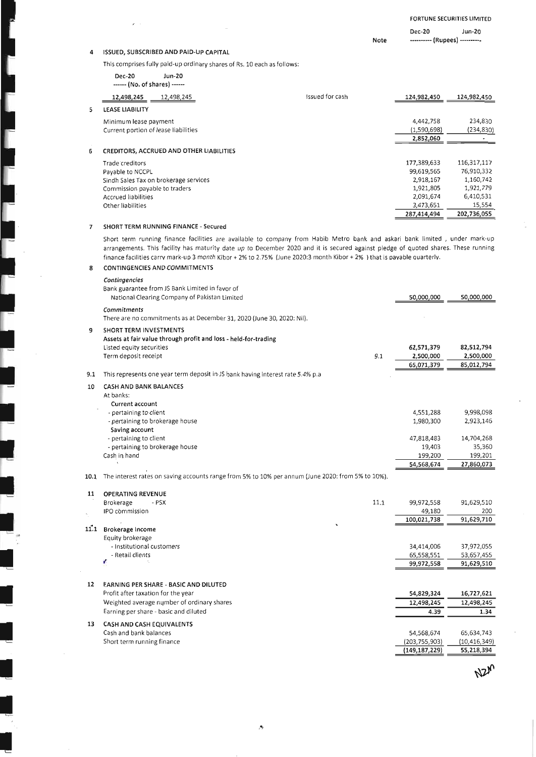FORTUNE SECURITIES LIMITED

| | Note | Dec-20 | Jun-20 |
|---|---|---|---|
| | | ---------- (Rupees) ---------- | |

## 4 ISSUED, SUBSCRIBED AND PAID-UP CAPITAL

This comprises fully paid-up ordinary shares of Rs. 10 each as follows:

| Dec-20 | Jun-20 | | | Dec-20 | Jun-20 |
|---|---|---|---|---|---|
| ------ (No. of shares) ------ | | | | | |
| 12,498,245 | 12,498,245 | Issued for cash | | 124,982,450 | 124,982,450 |

## 5 LEASE LIABILITY

| | Dec-20 | Jun-20 |
|---|---|---|
| Minimum lease payment | 4,442,758 | 234,830 |
| Current portion of lease liabilities | (1,590,698) | (234,830) |
| | 2,852,060 | - |

## 6 CREDITORS, ACCRUED AND OTHER LIABILITIES

| | Dec-20 | Jun-20 |
|---|---|---|
| Trade creditors | 177,389,633 | 116,317,117 |
| Payable to NCCPL | 99,619,565 | 76,910,332 |
| Sindh Sales Tax on brokerage services | 2,918,167 | 1,160,742 |
| Commission payable to traders | 1,921,805 | 1,921,779 |
| Accrued liabilities | 2,091,674 | 6,410,531 |
| Other liabilities | 3,473,651 | 15,554 |
| | 287,414,494 | 202,736,055 |

## 7 SHORT TERM RUNNING FINANCE - Secured

Short term running finance facilities are available to company from Habib Metro bank and askari bank limited , under mark-up arrangements. This facility has maturity date up to December 2020 and it is secured against pledge of quoted shares. These running finance facilities carry mark-up 3 month Kibor + 2% to 2.75% (June 2020:3 month Kibor + 2% ) that is payable quarterly.

## 8 CONTINGENCIES AND COMMITMENTS

*Contingencies*

| | Dec-20 | Jun-20 |
|---|---|---|
| Bank guarantee from JS Bank Limited in favor of National Clearing Company of Pakistan Limited | 50,000,000 | 50,000,000 |

*Commitments*

There are no commitments as at December 31, 2020 (June 30, 2020: Nil).

## 9 SHORT TERM INVESTMENTS

**Assets at fair value through profit and loss - held-for-trading**

| | Note | Dec-20 | Jun-20 |
|---|---|---|---|
| Listed equity securities | | 62,571,379 | 82,512,794 |
| Term deposit receipt | 9.1 | 2,500,000 | 2,500,000 |
| | | 65,071,379 | 85,012,794 |

9.1 This represents one year term deposit in JS bank having interest rate 5.4% p.a

## 10 CASH AND BANK BALANCES

| | Dec-20 | Jun-20 |
|---|---|---|
| At banks: | | |
| **Current account** | | |
| - pertaining to client | 4,551,288 | 9,998,098 |
| - pertaining to brokerage house | 1,980,300 | 2,923,146 |
| **Saving account** | | |
| - pertaining to client | 47,818,483 | 14,704,268 |
| - pertaining to brokerage house | 19,403 | 35,360 |
| Cash in hand | 199,200 | 199,201 |
| | 54,568,674 | 27,860,073 |

10.1 The interest rates on saving accounts range from 5% to 10% per annum (June 2020: from 5% to 10%).

## 11 OPERATING REVENUE

| | Note | Dec-20 | Jun-20 |
|---|---|---|---|
| Brokerage - PSX | 11.1 | 99,972,558 | 91,629,510 |
| IPO commission | | 49,180 | 200 |
| | | 100,021,738 | 91,629,710 |

### 11.1 Brokerage Income

| | Dec-20 | Jun-20 |
|---|---|---|
| Equity brokerage | | |
| - Institutional customers | 34,414,006 | 37,972,055 |
| - Retail clients | 65,558,551 | 53,657,455 |
| | 99,972,558 | 91,629,510 |

## 12 EARNING PER SHARE - BASIC AND DILUTED

| | Dec-20 | Jun-20 |
|---|---|---|
| Profit after taxation for the year | 54,829,324 | 16,727,621 |
| Weighted average number of ordinary shares | 12,498,245 | 12,498,245 |
| Earning per share - basic and diluted | 4.39 | 1.34 |

## 13 CASH AND CASH EQUIVALENTS

| | Dec-20 | Jun-20 |
|---|---|---|
| Cash and bank balances | 54,568,674 | 65,634,743 |
| Short term running finance | (203,755,903) | (10,416,349) |
| | (149,187,229) | 55,218,394 |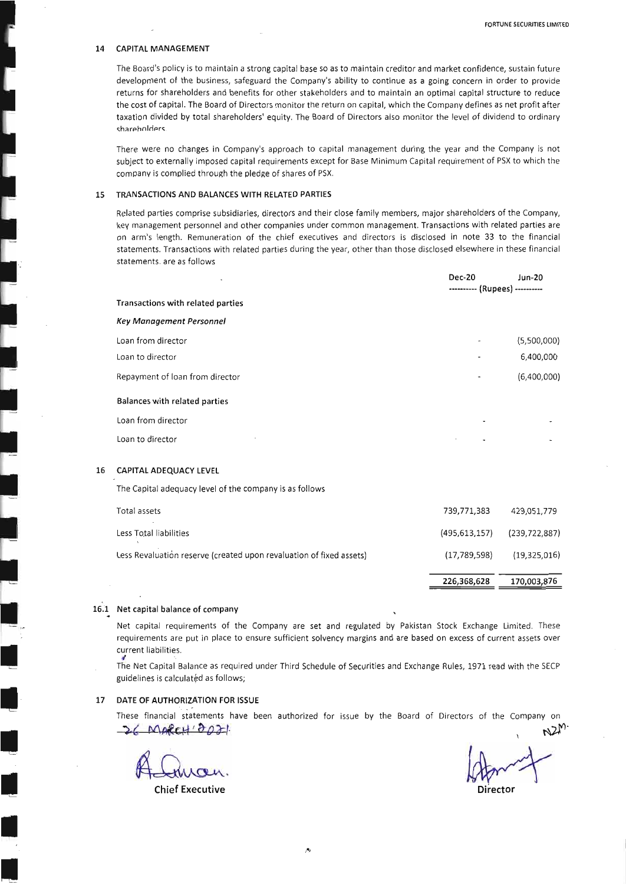## 14 CAPITAL MANAGEMENT

The Board's policy is to maintain a strong capital base so as to maintain creditor and market confidence, sustain future development of the business, safeguard the Company's ability to continue as a going concern in order to provide returns for shareholders and benefits for other stakeholders and to maintain an optimal capital structure to reduce the cost of capital. The Board of Directors monitor the return on capital, which the Company defines as net profit after taxation divided by total shareholders' equity. The Board of Directors also monitor the level of dividend to ordinary shareholders.

There were no changes in Company's approach to capital management during the year and the Company is not subject to externally imposed capital requirements except for Base Minimum Capital requirement of PSX to which the company is complied through the pledge of shares of PSX.

## 15 TRANSACTIONS AND BALANCES WITH RELATED PARTIES

Related parties comprise subsidiaries, directors and their close family members, major shareholders of the Company, key management personnel and other companies under common management. Transactions with related parties are on arm's length. Remuneration of the chief executives and directors is disclosed in note 33 to the financial statements. Transactions with related parties during the year, other than those disclosed elsewhere in these financial statements. are as follows

| | Dec-20 | Jun-20 |
|---|---|---|
| | ---------- (Rupees) ---------- | |
| **Transactions with related parties** | | |
| ***Key Management Personnel*** | | |
| Loan from director | - | (5,500,000) |
| Loan to director | - | 6,400,000 |
| Repayment of loan from director | - | (6,400,000) |
| **Balances with related parties** | | |
| Loan from director | - | - |
| Loan to director | - | - |

## 16 CAPITAL ADEQUACY LEVEL

The Capital adequacy level of the company is as follows

| | | |
|---|---|---|
| Total assets | 739,771,383 | 429,051,779 |
| Less Total liabilities | (495,613,157) | (239,722,887) |
| Less Revaluation reserve (created upon revaluation of fixed assets) | (17,789,598) | (19,325,016) |
| | **226,368,628** | **170,003,876** |

### 16.1 Net capital balance of company

Net capital requirements of the Company are set and regulated by Pakistan Stock Exchange Limited. These requirements are put in place to ensure sufficient solvency margins and are based on excess of current assets over current liabilities.

The Net Capital Balance as required under Third Schedule of Securities and Exchange Rules, 1971 read with the SECP guidelines is calculated as follows;

## 17 DATE OF AUTHORIZATION FOR ISSUE

These financial statements have been authorized for issue by the Board of Directors of the Company on 26 MARCH 2021.

Chief Executive

Director